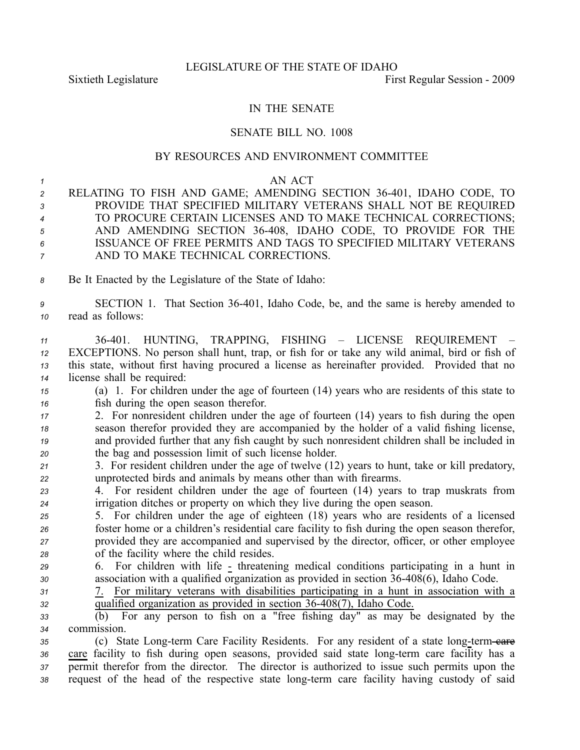LEGISLATURE OF THE STATE OF IDAHO

Sixtieth Legislature First Regular Session - 2009

IN THE SENATE

SENATE BILL NO. 1008

BY RESOURCES AND ENVIRONMENT COMMITTEE

AN ACT

RELATING TO FISH AND GAME; AMENDING SECTION 36-401, IDAHO CODE, TO PROVIDE THAT SPECIFIED MILITARY VETERANS SHALL NOT BE REQUIRED TO PROCURE CERTAIN LICENSES AND TO MAKE TECHNICAL CORRECTIONS; AND AMENDING SECTION 36-408, IDAHO CODE, TO PROVIDE FOR THE ISSUANCE OF FREE PERMITS AND TAGS TO SPECIFIED MILITARY VETERANS AND TO MAKE TECHNICAL CORRECTIONS.

Be It Enacted by the Legislature of the State of Idaho:

SECTION 1. That Section 36-401, Idaho Code, be, and the same is hereby amended to read as follows:

36-401. HUNTING, TRAPPING, FISHING – LICENSE REQUIREMENT – EXCEPTIONS. No person shall hunt, trap, or fish for or take any wild animal, bird or fish of this state, without first having procured a license as hereinafter provided. Provided that no license shall be required:

(a) 1. For children under the age of fourteen (14) years who are residents of this state to fish during the open season therefor.

2. For nonresident children under the age of fourteen (14) years to fish during the open season therefor provided they are accompanied by the holder of a valid fishing license, and provided further that any fish caught by such nonresident children shall be included in the bag and possession limit of such license holder.

3. For resident children under the age of twelve (12) years to hunt, take or kill predatory, unprotected birds and animals by means other than with firearms.

4. For resident children under the age of fourteen (14) years to trap muskrats from irrigation ditches or property on which they live during the open season.

5. For children under the age of eighteen (18) years who are residents of a licensed foster home or a children's residential care facility to fish during the open season therefor, provided they are accompanied and supervised by the director, officer, or other employee of the facility where the child resides.

6. For children with life - threatening medical conditions participating in a hunt in association with a qualified organization as provided in section 36-408(6), Idaho Code.

7. For military veterans with disabilities participating in a hunt in association with a qualified organization as provided in section 36-408(7), Idaho Code.

(b) For any person to fish on a "free fishing day" as may be designated by the commission.

(c) State Long-term Care Facility Residents. For any resident of a state long-term ~~care~~ care facility to fish during open seasons, provided said state long-term care facility has a permit therefor from the director. The director is authorized to issue such permits upon the request of the head of the respective state long-term care facility having custody of said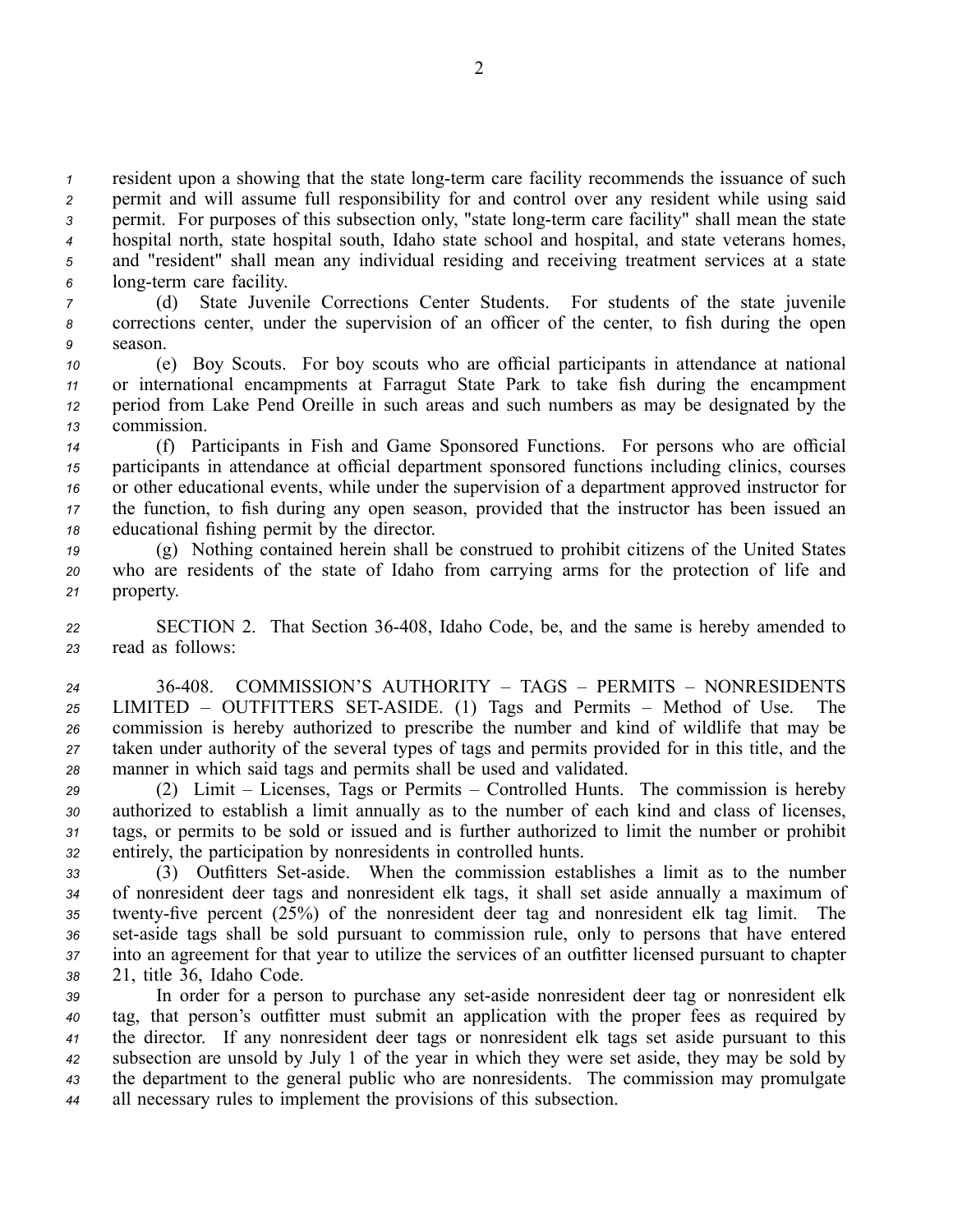resident upon a showing that the state long-term care facility recommends the issuance of such permit and will assume full responsibility for and control over any resident while using said permit. For purposes of this subsection only, "state long-term care facility" shall mean the state hospital north, state hospital south, Idaho state school and hospital, and state veterans homes, and "resident" shall mean any individual residing and receiving treatment services at a state long-term care facility.

(d) State Juvenile Corrections Center Students. For students of the state juvenile corrections center, under the supervision of an officer of the center, to fish during the open season.

(e) Boy Scouts. For boy scouts who are official participants in attendance at national or international encampments at Farragut State Park to take fish during the encampment period from Lake Pend Oreille in such areas and such numbers as may be designated by the commission.

(f) Participants in Fish and Game Sponsored Functions. For persons who are official participants in attendance at official department sponsored functions including clinics, courses or other educational events, while under the supervision of a department approved instructor for the function, to fish during any open season, provided that the instructor has been issued an educational fishing permit by the director.

(g) Nothing contained herein shall be construed to prohibit citizens of the United States who are residents of the state of Idaho from carrying arms for the protection of life and property.

SECTION 2. That Section 36-408, Idaho Code, be, and the same is hereby amended to read as follows:

36-408. COMMISSION'S AUTHORITY – TAGS – PERMITS – NONRESIDENTS LIMITED – OUTFITTERS SET-ASIDE. (1) Tags and Permits – Method of Use. The commission is hereby authorized to prescribe the number and kind of wildlife that may be taken under authority of the several types of tags and permits provided for in this title, and the manner in which said tags and permits shall be used and validated.

(2) Limit – Licenses, Tags or Permits – Controlled Hunts. The commission is hereby authorized to establish a limit annually as to the number of each kind and class of licenses, tags, or permits to be sold or issued and is further authorized to limit the number or prohibit entirely, the participation by nonresidents in controlled hunts.

(3) Outfitters Set-aside. When the commission establishes a limit as to the number of nonresident deer tags and nonresident elk tags, it shall set aside annually a maximum of twenty-five percent (25%) of the nonresident deer tag and nonresident elk tag limit. The set-aside tags shall be sold pursuant to commission rule, only to persons that have entered into an agreement for that year to utilize the services of an outfitter licensed pursuant to chapter 21, title 36, Idaho Code.

In order for a person to purchase any set-aside nonresident deer tag or nonresident elk tag, that person's outfitter must submit an application with the proper fees as required by the director. If any nonresident deer tags or nonresident elk tags set aside pursuant to this subsection are unsold by July 1 of the year in which they were set aside, they may be sold by the department to the general public who are nonresidents. The commission may promulgate all necessary rules to implement the provisions of this subsection.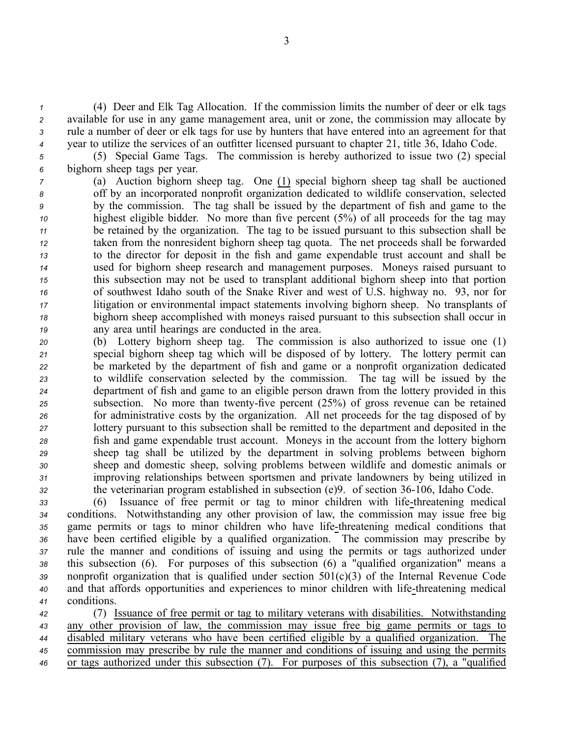(4) Deer and Elk Tag Allocation. If the commission limits the number of deer or elk tags available for use in any game management area, unit or zone, the commission may allocate by rule a number of deer or elk tags for use by hunters that have entered into an agreement for that year to utilize the services of an outfitter licensed pursuant to chapter 21, title 36, Idaho Code.

(5) Special Game Tags. The commission is hereby authorized to issue two (2) special bighorn sheep tags per year.

(a) Auction bighorn sheep tag. One <u>(1)</u> special bighorn sheep tag shall be auctioned off by an incorporated nonprofit organization dedicated to wildlife conservation, selected by the commission. The tag shall be issued by the department of fish and game to the highest eligible bidder. No more than five percent (5%) of all proceeds for the tag may be retained by the organization. The tag to be issued pursuant to this subsection shall be taken from the nonresident bighorn sheep tag quota. The net proceeds shall be forwarded to the director for deposit in the fish and game expendable trust account and shall be used for bighorn sheep research and management purposes. Moneys raised pursuant to this subsection may not be used to transplant additional bighorn sheep into that portion of southwest Idaho south of the Snake River and west of U.S. highway no. 93, nor for litigation or environmental impact statements involving bighorn sheep. No transplants of bighorn sheep accomplished with moneys raised pursuant to this subsection shall occur in any area until hearings are conducted in the area.

(b) Lottery bighorn sheep tag. The commission is also authorized to issue one (1) special bighorn sheep tag which will be disposed of by lottery. The lottery permit can be marketed by the department of fish and game or a nonprofit organization dedicated to wildlife conservation selected by the commission. The tag will be issued by the department of fish and game to an eligible person drawn from the lottery provided in this subsection. No more than twenty-five percent (25%) of gross revenue can be retained for administrative costs by the organization. All net proceeds for the tag disposed of by lottery pursuant to this subsection shall be remitted to the department and deposited in the fish and game expendable trust account. Moneys in the account from the lottery bighorn sheep tag shall be utilized by the department in solving problems between bighorn sheep and domestic sheep, solving problems between wildlife and domestic animals or improving relationships between sportsmen and private landowners by being utilized in the veterinarian program established in subsection (e)9. of section 36-106, Idaho Code.

(6) Issuance of free permit or tag to minor children with life-threatening medical conditions. Notwithstanding any other provision of law, the commission may issue free big game permits or tags to minor children who have life-threatening medical conditions that have been certified eligible by a qualified organization. The commission may prescribe by rule the manner and conditions of issuing and using the permits or tags authorized under this subsection (6). For purposes of this subsection (6) a "qualified organization" means a nonprofit organization that is qualified under section 501(c)(3) of the Internal Revenue Code and that affords opportunities and experiences to minor children with life-threatening medical conditions.

(7) <u>Issuance of free permit or tag to military veterans with disabilities. Notwithstanding any other provision of law, the commission may issue free big game permits or tags to disabled military veterans who have been certified eligible by a qualified organization. The commission may prescribe by rule the manner and conditions of issuing and using the permits or tags authorized under this subsection (7). For purposes of this subsection (7), a "qualified</u>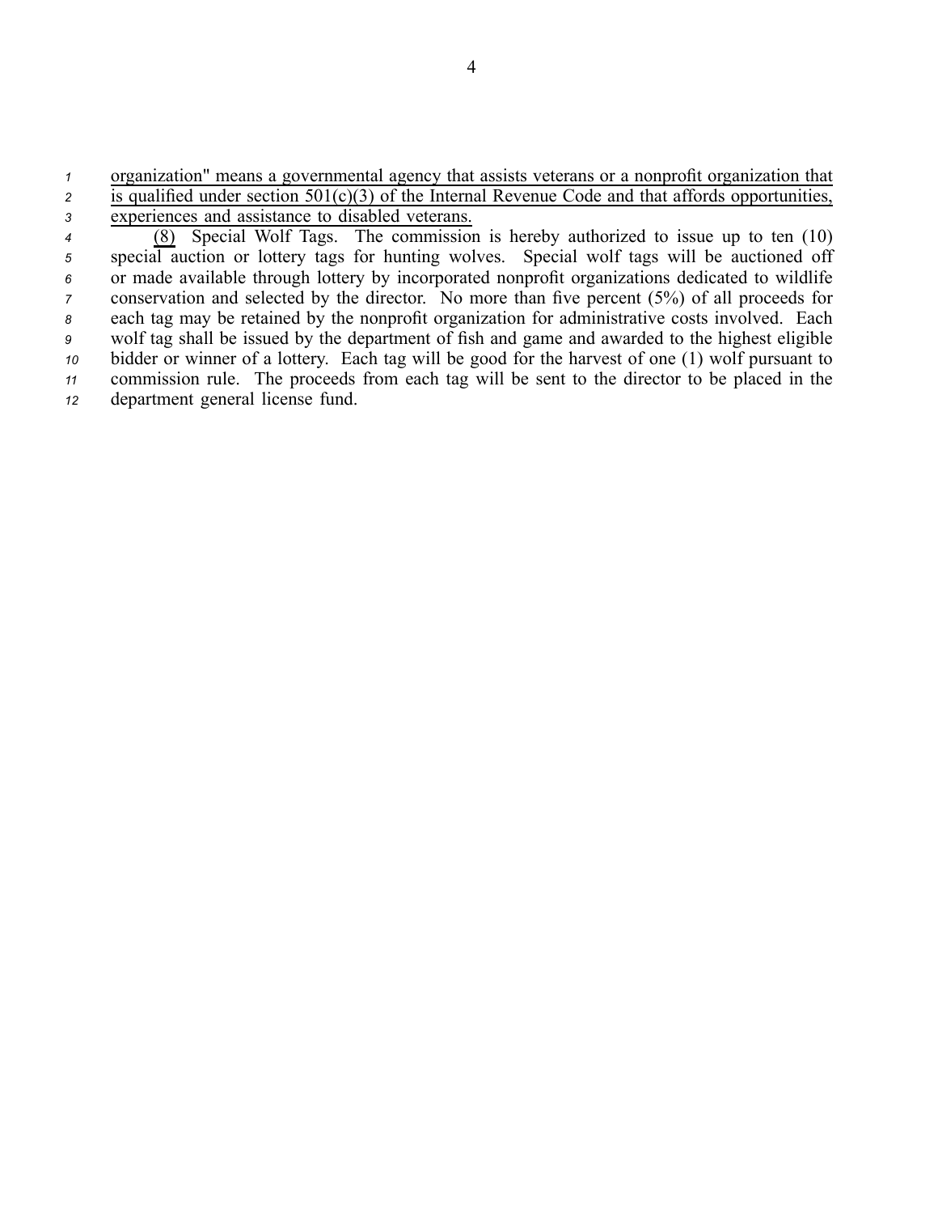organization" means a governmental agency that assists veterans or a nonprofit organization that is qualified under section 501(c)(3) of the Internal Revenue Code and that affords opportunities, experiences and assistance to disabled veterans.

(8) Special Wolf Tags. The commission is hereby authorized to issue up to ten (10) special auction or lottery tags for hunting wolves. Special wolf tags will be auctioned off or made available through lottery by incorporated nonprofit organizations dedicated to wildlife conservation and selected by the director. No more than five percent (5%) of all proceeds for each tag may be retained by the nonprofit organization for administrative costs involved. Each wolf tag shall be issued by the department of fish and game and awarded to the highest eligible bidder or winner of a lottery. Each tag will be good for the harvest of one (1) wolf pursuant to commission rule. The proceeds from each tag will be sent to the director to be placed in the department general license fund.